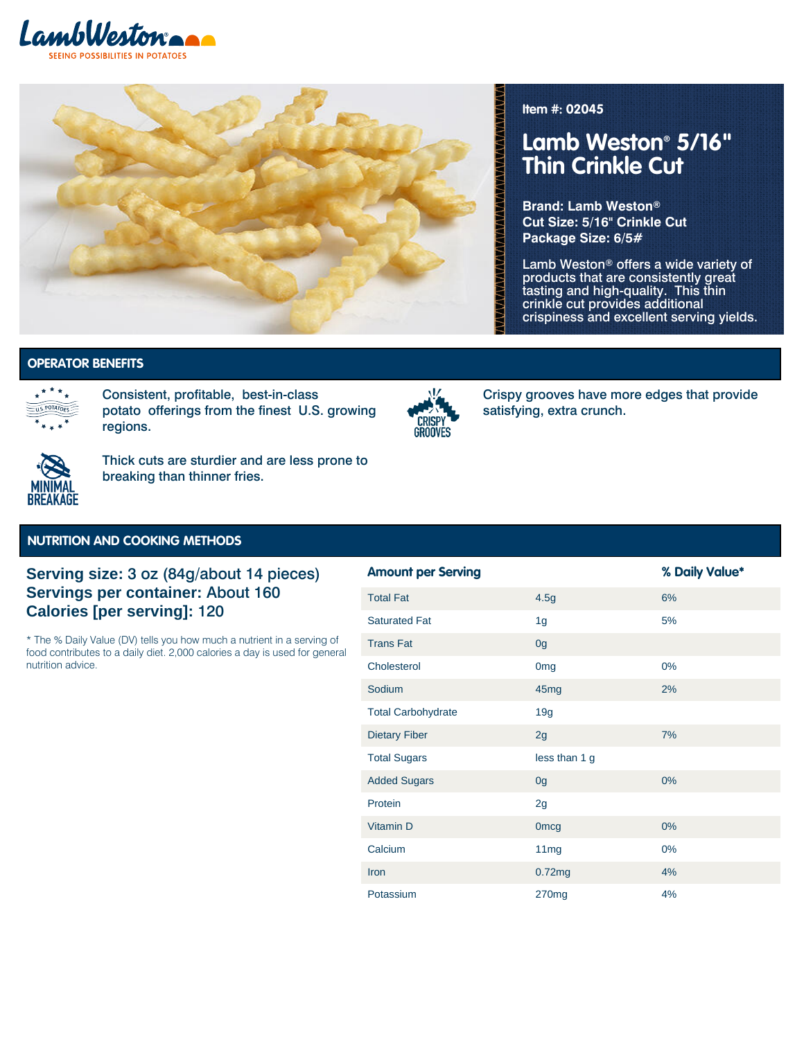Item #: 02045

# Lamb Weston® 5/16" Thin Crinkle Cut

**Brand: Lamb Weston®**
**Cut Size: 5/16" Crinkle Cut**
**Package Size: 6/5#**

Lamb Weston® offers a wide variety of products that are consistently great tasting and high-quality. This thin crinkle cut provides additional crispiness and excellent serving yields.

## OPERATOR BENEFITS

Consistent, profitable, best-in-class potato offerings from the finest U.S. growing regions.

Crispy grooves have more edges that provide satisfying, extra crunch.

Thick cuts are sturdier and are less prone to breaking than thinner fries.

## NUTRITION AND COOKING METHODS

**Serving size: 3 oz (84g/about 14 pieces)**
**Servings per container: About 160**
**Calories [per serving]: 120**

* The % Daily Value (DV) tells you how much a nutrient in a serving of food contributes to a daily diet. 2,000 calories a day is used for general nutrition advice.

| Amount per Serving | | % Daily Value* |
|---|---|---|
| Total Fat | 4.5g | 6% |
| Saturated Fat | 1g | 5% |
| Trans Fat | 0g | |
| Cholesterol | 0mg | 0% |
| Sodium | 45mg | 2% |
| Total Carbohydrate | 19g | |
| Dietary Fiber | 2g | 7% |
| Total Sugars | less than 1 g | |
| Added Sugars | 0g | 0% |
| Protein | 2g | |
| Vitamin D | 0mcg | 0% |
| Calcium | 11mg | 0% |
| Iron | 0.72mg | 4% |
| Potassium | 270mg | 4% |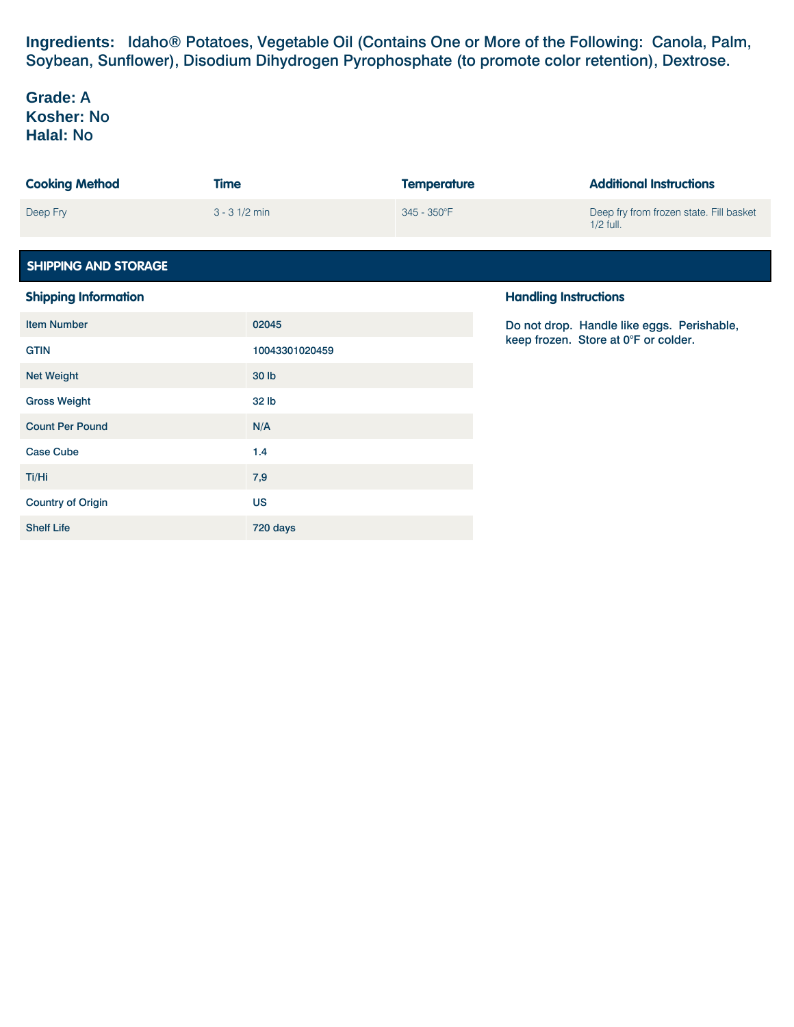**Ingredients:** Idaho® Potatoes, Vegetable Oil (Contains One or More of the Following: Canola, Palm, Soybean, Sunflower), Disodium Dihydrogen Pyrophosphate (to promote color retention), Dextrose.

**Grade:** A
**Kosher:** No
**Halal:** No

| Cooking Method | Time | Temperature | Additional Instructions |
|---|---|---|---|
| Deep Fry | 3 - 3 1/2 min | 345 - 350°F | Deep fry from frozen state. Fill basket 1/2 full. |

## SHIPPING AND STORAGE

### Shipping Information

| | |
|---|---|
| Item Number | 02045 |
| GTIN | 10043301020459 |
| Net Weight | 30 lb |
| Gross Weight | 32 lb |
| Count Per Pound | N/A |
| Case Cube | 1.4 |
| Ti/Hi | 7,9 |
| Country of Origin | US |
| Shelf Life | 720 days |

### Handling Instructions

Do not drop. Handle like eggs. Perishable, keep frozen. Store at 0°F or colder.